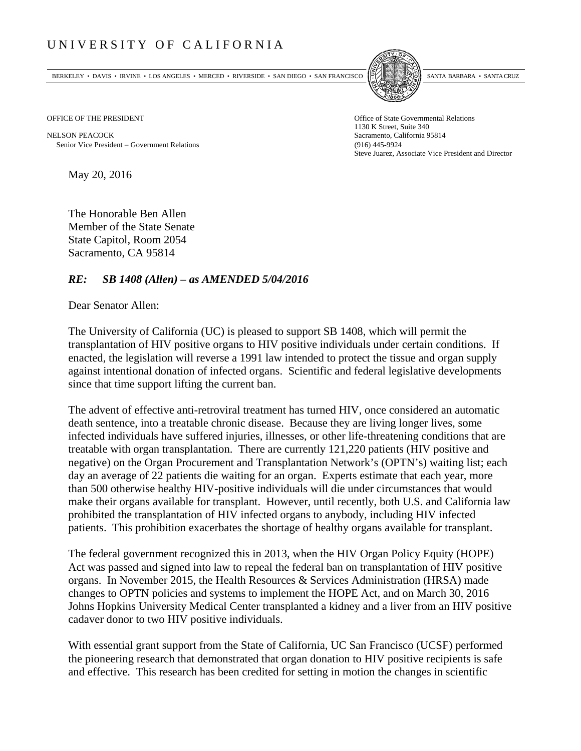# UNIVERSITY OF CALIFORNIA

BERKELEY • DAVIS • IRVINE • LOS ANGELES • MERCED • RIVERSIDE • SAN DIEGO • SAN FRANCISCO SANTA BARBARA • SANTA CRUZ

OFFICE OF THE PRESIDENT

NELSON PEACOCK
Senior Vice President – Government Relations

Office of State Governmental Relations
1130 K Street, Suite 340
Sacramento, California 95814
(916) 445-9924
Steve Juarez, Associate Vice President and Director

May 20, 2016

The Honorable Ben Allen
Member of the State Senate
State Capitol, Room 2054
Sacramento, CA 95814

***RE: SB 1408 (Allen) – as AMENDED 5/04/2016***

Dear Senator Allen:

The University of California (UC) is pleased to support SB 1408, which will permit the transplantation of HIV positive organs to HIV positive individuals under certain conditions. If enacted, the legislation will reverse a 1991 law intended to protect the tissue and organ supply against intentional donation of infected organs. Scientific and federal legislative developments since that time support lifting the current ban.

The advent of effective anti-retroviral treatment has turned HIV, once considered an automatic death sentence, into a treatable chronic disease. Because they are living longer lives, some infected individuals have suffered injuries, illnesses, or other life-threatening conditions that are treatable with organ transplantation. There are currently 121,220 patients (HIV positive and negative) on the Organ Procurement and Transplantation Network's (OPTN's) waiting list; each day an average of 22 patients die waiting for an organ. Experts estimate that each year, more than 500 otherwise healthy HIV-positive individuals will die under circumstances that would make their organs available for transplant. However, until recently, both U.S. and California law prohibited the transplantation of HIV infected organs to anybody, including HIV infected patients. This prohibition exacerbates the shortage of healthy organs available for transplant.

The federal government recognized this in 2013, when the HIV Organ Policy Equity (HOPE) Act was passed and signed into law to repeal the federal ban on transplantation of HIV positive organs. In November 2015, the Health Resources & Services Administration (HRSA) made changes to OPTN policies and systems to implement the HOPE Act, and on March 30, 2016 Johns Hopkins University Medical Center transplanted a kidney and a liver from an HIV positive cadaver donor to two HIV positive individuals.

With essential grant support from the State of California, UC San Francisco (UCSF) performed the pioneering research that demonstrated that organ donation to HIV positive recipients is safe and effective. This research has been credited for setting in motion the changes in scientific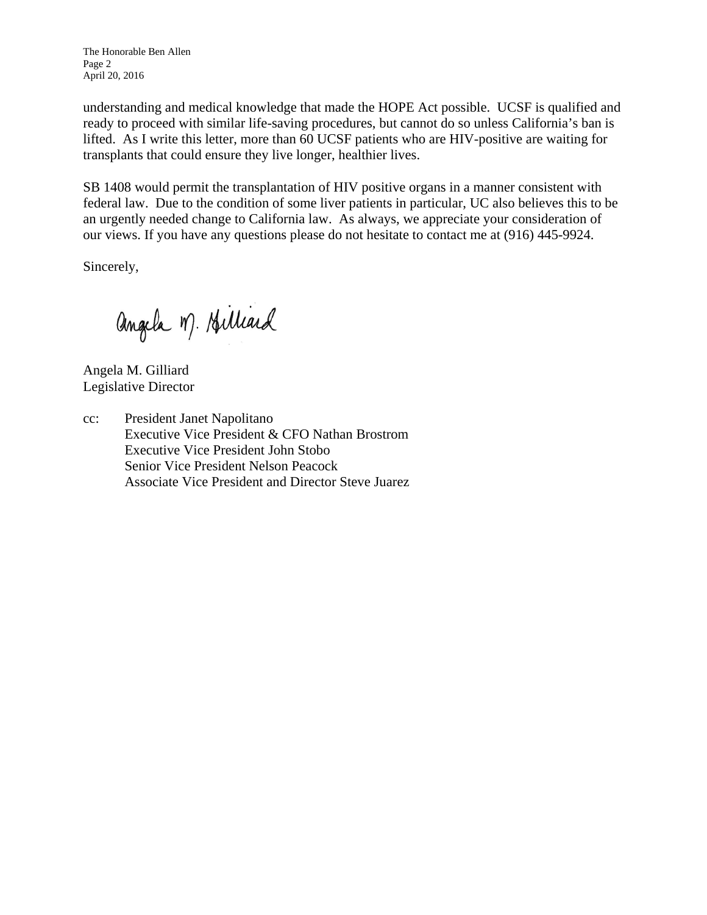understanding and medical knowledge that made the HOPE Act possible.  UCSF is qualified and ready to proceed with similar life-saving procedures, but cannot do so unless California's ban is lifted.  As I write this letter, more than 60 UCSF patients who are HIV-positive are waiting for transplants that could ensure they live longer, healthier lives.

SB 1408 would permit the transplantation of HIV positive organs in a manner consistent with federal law.  Due to the condition of some liver patients in particular, UC also believes this to be an urgently needed change to California law.  As always, we appreciate your consideration of our views. If you have any questions please do not hesitate to contact me at (916) 445-9924.

Sincerely,

Angela M. Gilliard

Angela M. Gilliard
Legislative Director

cc: President Janet Napolitano
Executive Vice President & CFO Nathan Brostrom
Executive Vice President John Stobo
Senior Vice President Nelson Peacock
Associate Vice President and Director Steve Juarez